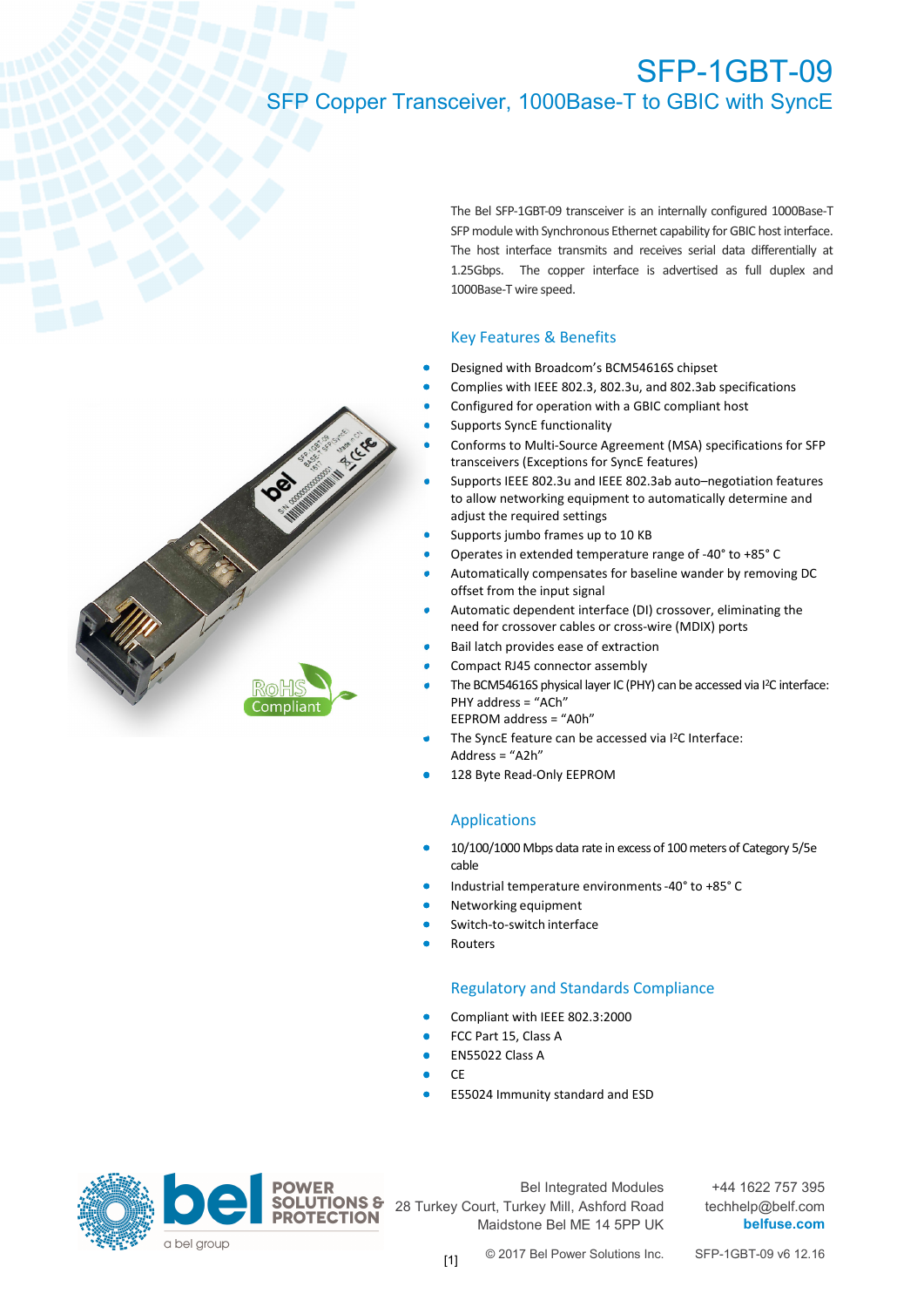# SFP-1GBT-09

## SFP Copper Transceiver, 1000Base-T to GBIC with SyncE

The Bel SFP-1GBT-09 transceiver is an internally configured 1000Base-T SFP module with Synchronous Ethernet capability for GBIC host interface. The host interface transmits and receives serial data differentially at 1.25Gbps. The copper interface is advertised as full duplex and 1000Base-T wire speed.

### Key Features & Benefits

- Designed with Broadcom's BCM54616S chipset
- Complies with IEEE 802.3, 802.3u, and 802.3ab specifications
- Configured for operation with a GBIC compliant host
- Supports SyncE functionality
- Conforms to Multi-Source Agreement (MSA) specifications for SFP transceivers (Exceptions for SyncE features)
- Supports IEEE 802.3u and IEEE 802.3ab auto–negotiation features to allow networking equipment to automatically determine and adjust the required settings
- Supports jumbo frames up to 10 KB
- Operates in extended temperature range of -40° to +85° C
- Automatically compensates for baseline wander by removing DC offset from the input signal
- Automatic dependent interface (DI) crossover, eliminating the need for crossover cables or cross-wire (MDIX) ports
- Bail latch provides ease of extraction
- Compact RJ45 connector assembly
- The BCM54616S physical layer IC (PHY) can be accessed via I²C interface:
  PHY address = "ACh"
  EEPROM address = "A0h"
- The SyncE feature can be accessed via I²C Interface:
  Address = "A2h"
- 128 Byte Read-Only EEPROM

### Applications

- 10/100/1000 Mbps data rate in excess of 100 meters of Category 5/5e cable
- Industrial temperature environments -40° to +85° C
- Networking equipment
- Switch-to-switch interface
- Routers

### Regulatory and Standards Compliance

- Compliant with IEEE 802.3:2000
- FCC Part 15, Class A
- EN55022 Class A
- CE
- E55024 Immunity standard and ESD

Bel Integrated Modules
28 Turkey Court, Turkey Mill, Ashford Road
Maidstone Bel ME 14 5PP UK

+44 1622 757 395
techhelp@belf.com
**belfuse.com**

© 2017 Bel Power Solutions Inc. SFP-1GBT-09 v6 12.16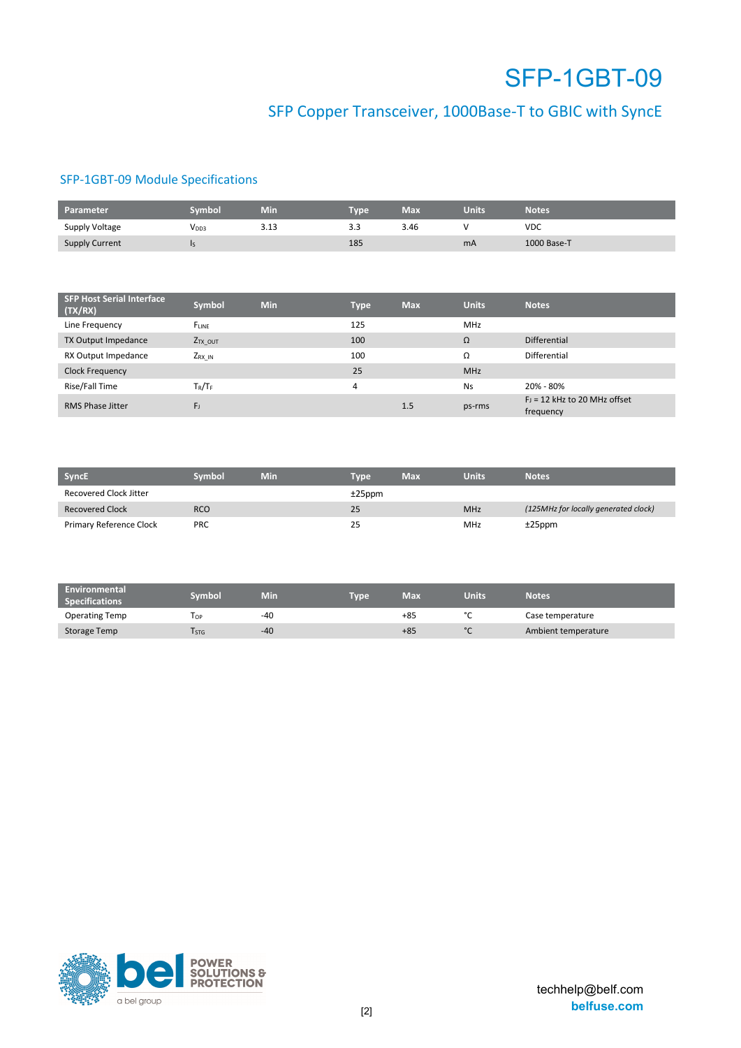# SFP-1GBT-09

## SFP Copper Transceiver, 1000Base-T to GBIC with SyncE

### SFP-1GBT-09 Module Specifications

| Parameter | Symbol | Min | Type | Max | Units | Notes |
|---|---|---|---|---|---|---|
| Supply Voltage | $V_{DD3}$ | 3.13 | 3.3 | 3.46 | V | VDC |
| Supply Current | $I_S$ | | 185 | | mA | 1000 Base-T |

| SFP Host Serial Interface (TX/RX) | Symbol | Min | Type | Max | Units | Notes |
|---|---|---|---|---|---|---|
| Line Frequency | $F_{LINE}$ | | 125 | | MHz | |
| TX Output Impedance | $Z_{TX\_OUT}$ | | 100 | | Ω | Differential |
| RX Output Impedance | $Z_{RX\_IN}$ | | 100 | | Ω | Differential |
| Clock Frequency | | | 25 | | MHz | |
| Rise/Fall Time | $T_R/T_F$ | | 4 | | Ns | 20% - 80% |
| RMS Phase Jitter | $F_J$ | | | 1.5 | ps-rms | $F_J$ = 12 kHz to 20 MHz offset frequency |

| SyncE | Symbol | Min | Type | Max | Units | Notes |
|---|---|---|---|---|---|---|
| Recovered Clock Jitter | | | ±25ppm | | | |
| Recovered Clock | RCO | | 25 | | MHz | *(125MHz for locally generated clock)* |
| Primary Reference Clock | PRC | | 25 | | MHz | ±25ppm |

| Environmental Specifications | Symbol | Min | Type | Max | Units | Notes |
|---|---|---|---|---|---|---|
| Operating Temp | $T_{OP}$ | -40 | | +85 | °C | Case temperature |
| Storage Temp | $T_{STG}$ | -40 | | +85 | °C | Ambient temperature |

techhelp@belf.com
belfuse.com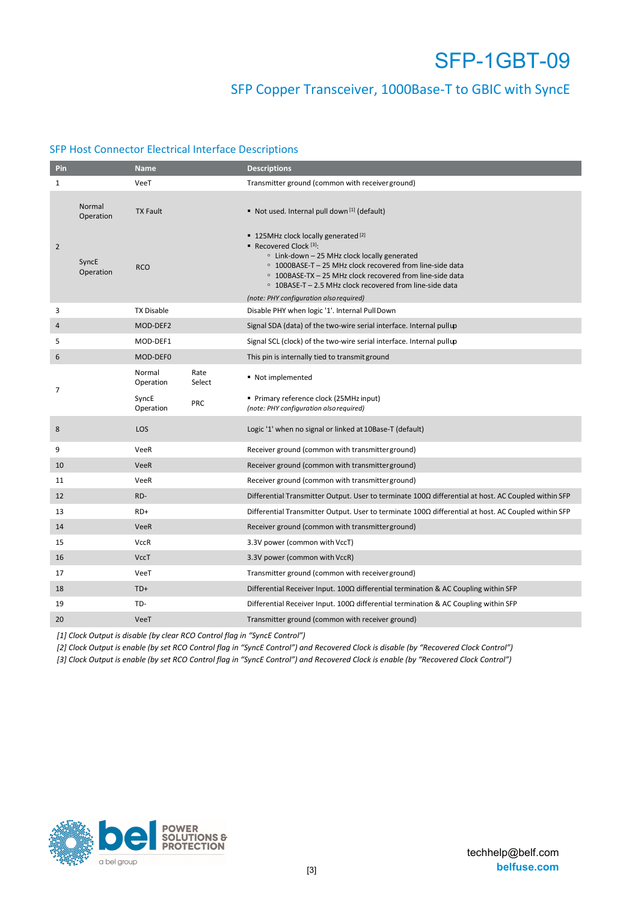## SFP Host Connector Electrical Interface Descriptions

| Pin | | Name | | Descriptions |
|---|---|---|---|---|
| 1 | | VeeT | | Transmitter ground (common with receiver ground) |
| 2 | Normal Operation | TX Fault | | ▪ Not used. Internal pull down [1] (default) |
| | SyncE Operation | RCO | | ▪ 125MHz clock locally generated [2]<br>▪ Recovered Clock [3]:<br>◦ Link-down – 25 MHz clock locally generated<br>◦ 1000BASE-T – 25 MHz clock recovered from line-side data<br>◦ 100BASE-TX – 25 MHz clock recovered from line-side data<br>◦ 10BASE-T – 2.5 MHz clock recovered from line-side data<br>*(note: PHY configuration also required)* |
| 3 | | TX Disable | | Disable PHY when logic '1'. Internal Pull Down |
| 4 | | MOD-DEF2 | | Signal SDA (data) of the two-wire serial interface. Internal pull up |
| 5 | | MOD-DEF1 | | Signal SCL (clock) of the two-wire serial interface. Internal pull up |
| 6 | | MOD-DEF0 | | This pin is internally tied to transmit ground |
| 7 | | Normal Operation | Rate Select | ▪ Not implemented |
| | | SyncE Operation | PRC | ▪ Primary reference clock (25MHz input)<br>*(note: PHY configuration also required)* |
| 8 | | LOS | | Logic '1' when no signal or linked at 10Base-T (default) |
| 9 | | VeeR | | Receiver ground (common with transmitter ground) |
| 10 | | VeeR | | Receiver ground (common with transmitter ground) |
| 11 | | VeeR | | Receiver ground (common with transmitter ground) |
| 12 | | RD- | | Differential Transmitter Output. User to terminate 100Ω differential at host. AC Coupled within SFP |
| 13 | | RD+ | | Differential Transmitter Output. User to terminate 100Ω differential at host. AC Coupled within SFP |
| 14 | | VeeR | | Receiver ground (common with transmitter ground) |
| 15 | | VccR | | 3.3V power (common with VccT) |
| 16 | | VccT | | 3.3V power (common with VccR) |
| 17 | | VeeT | | Transmitter ground (common with receiver ground) |
| 18 | | TD+ | | Differential Receiver Input. 100Ω differential termination & AC Coupling within SFP |
| 19 | | TD- | | Differential Receiver Input. 100Ω differential termination & AC Coupling within SFP |
| 20 | | VeeT | | Transmitter ground (common with receiver ground) |

*[1] Clock Output is disable (by clear RCO Control flag in "SyncE Control")*

*[2] Clock Output is enable (by set RCO Control flag in "SyncE Control") and Recovered Clock is disable (by "Recovered Clock Control")*

*[3] Clock Output is enable (by set RCO Control flag in "SyncE Control") and Recovered Clock is enable (by "Recovered Clock Control")*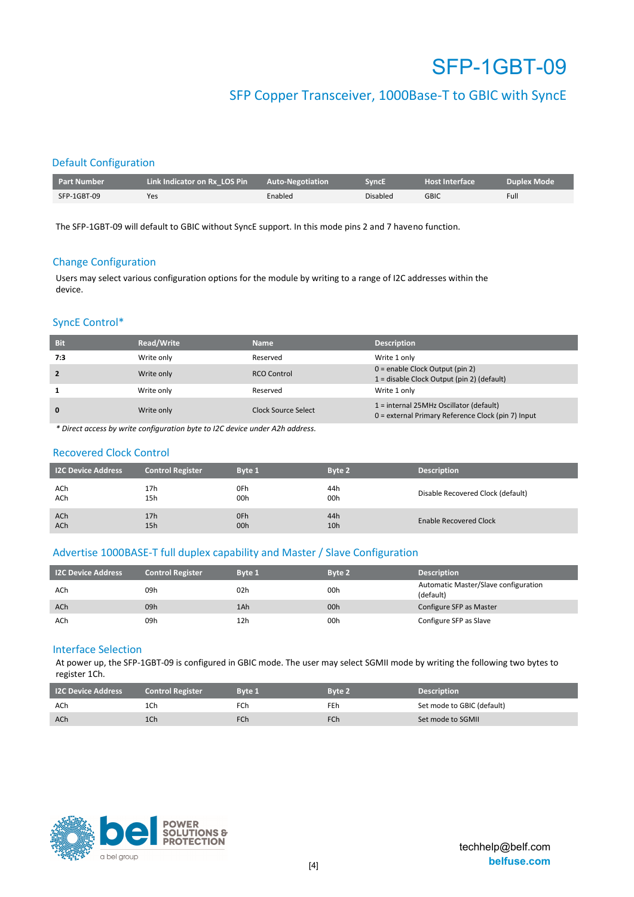# SFP-1GBT-09

## SFP Copper Transceiver, 1000Base-T to GBIC with SyncE

### Default Configuration

| Part Number | Link Indicator on Rx_LOS Pin | Auto-Negotiation | SyncE | Host Interface | Duplex Mode |
|---|---|---|---|---|---|
| SFP-1GBT-09 | Yes | Enabled | Disabled | GBIC | Full |

The SFP-1GBT-09 will default to GBIC without SyncE support. In this mode pins 2 and 7 haveno function.

### Change Configuration

Users may select various configuration options for the module by writing to a range of I2C addresses within the device.

### SyncE Control*

| Bit | Read/Write | Name | Description |
|---|---|---|---|
| **7:3** | Write only | Reserved | Write 1 only |
| **2** | Write only | RCO Control | 0 = enable Clock Output (pin 2)<br>1 = disable Clock Output (pin 2) (default) |
| **1** | Write only | Reserved | Write 1 only |
| **0** | Write only | Clock Source Select | 1 = internal 25MHz Oscillator (default)<br>0 = external Primary Reference Clock (pin 7) Input |

*\* Direct access by write configuration byte to I2C device under A2h address.*

### Recovered Clock Control

| I2C Device Address | Control Register | Byte 1 | Byte 2 | Description |
|---|---|---|---|---|
| ACh<br>ACh | 17h<br>15h | 0Fh<br>00h | 44h<br>00h | Disable Recovered Clock (default) |
| ACh<br>ACh | 17h<br>15h | 0Fh<br>00h | 44h<br>10h | Enable Recovered Clock |

### Advertise 1000BASE-T full duplex capability and Master / Slave Configuration

| I2C Device Address | Control Register | Byte 1 | Byte 2 | Description |
|---|---|---|---|---|
| ACh | 09h | 02h | 00h | Automatic Master/Slave configuration (default) |
| ACh | 09h | 1Ah | 00h | Configure SFP as Master |
| ACh | 09h | 12h | 00h | Configure SFP as Slave |

### Interface Selection

At power up, the SFP-1GBT-09 is configured in GBIC mode. The user may select SGMII mode by writing the following two bytes to register 1Ch.

| I2C Device Address | Control Register | Byte 1 | Byte 2 | Description |
|---|---|---|---|---|
| ACh | 1Ch | FCh | FEh | Set mode to GBIC (default) |
| ACh | 1Ch | FCh | FCh | Set mode to SGMII |

techhelp@belf.com
belfuse.com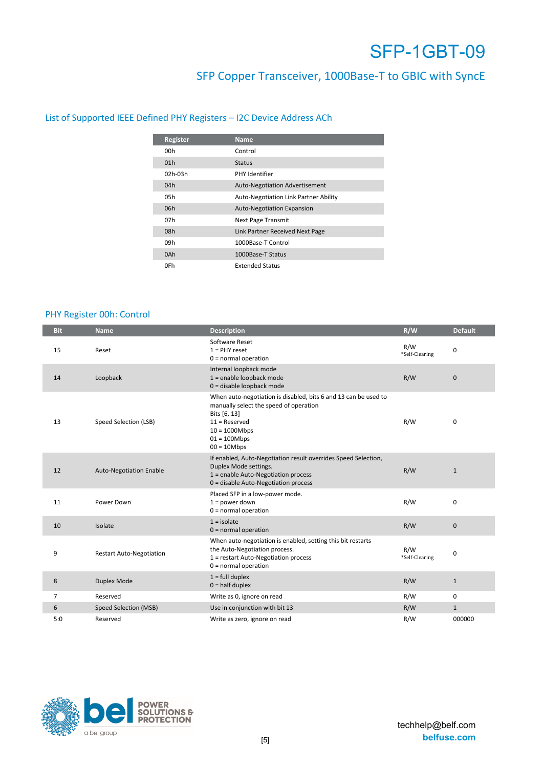# SFP-1GBT-09

## SFP Copper Transceiver, 1000Base-T to GBIC with SyncE

### List of Supported IEEE Defined PHY Registers – I2C Device Address ACh

| Register | Name |
|---|---|
| 00h | Control |
| 01h | Status |
| 02h-03h | PHY Identifier |
| 04h | Auto-Negotiation Advertisement |
| 05h | Auto-Negotiation Link Partner Ability |
| 06h | Auto-Negotiation Expansion |
| 07h | Next Page Transmit |
| 08h | Link Partner Received Next Page |
| 09h | 1000Base-T Control |
| 0Ah | 1000Base-T Status |
| 0Fh | Extended Status |

### PHY Register 00h: Control

| Bit | Name | Description | R/W | Default |
|---|---|---|---|---|
| 15 | Reset | Software Reset<br>1 = PHY reset<br>0 = normal operation | R/W<br>*Self-Clearing | 0 |
| 14 | Loopback | Internal loopback mode<br>1 = enable loopback mode<br>0 = disable loopback mode | R/W | 0 |
| 13 | Speed Selection (LSB) | When auto-negotiation is disabled, bits 6 and 13 can be used to manually select the speed of operation<br>Bits [6, 13]<br>11 = Reserved<br>10 = 1000Mbps<br>01 = 100Mbps<br>00 = 10Mbps | R/W | 0 |
| 12 | Auto-Negotiation Enable | If enabled, Auto-Negotiation result overrides Speed Selection, Duplex Mode settings.<br>1 = enable Auto-Negotiation process<br>0 = disable Auto-Negotiation process | R/W | 1 |
| 11 | Power Down | Placed SFP in a low-power mode.<br>1 = power down<br>0 = normal operation | R/W | 0 |
| 10 | Isolate | 1 = isolate<br>0 = normal operation | R/W | 0 |
| 9 | Restart Auto-Negotiation | When auto-negotiation is enabled, setting this bit restarts the Auto-Negotiation process.<br>1 = restart Auto-Negotiation process<br>0 = normal operation | R/W<br>*Self-Clearing | 0 |
| 8 | Duplex Mode | 1 = full duplex<br>0 = half duplex | R/W | 1 |
| 7 | Reserved | Write as 0, ignore on read | R/W | 0 |
| 6 | Speed Selection (MSB) | Use in conjunction with bit 13 | R/W | 1 |
| 5:0 | Reserved | Write as zero, ignore on read | R/W | 000000 |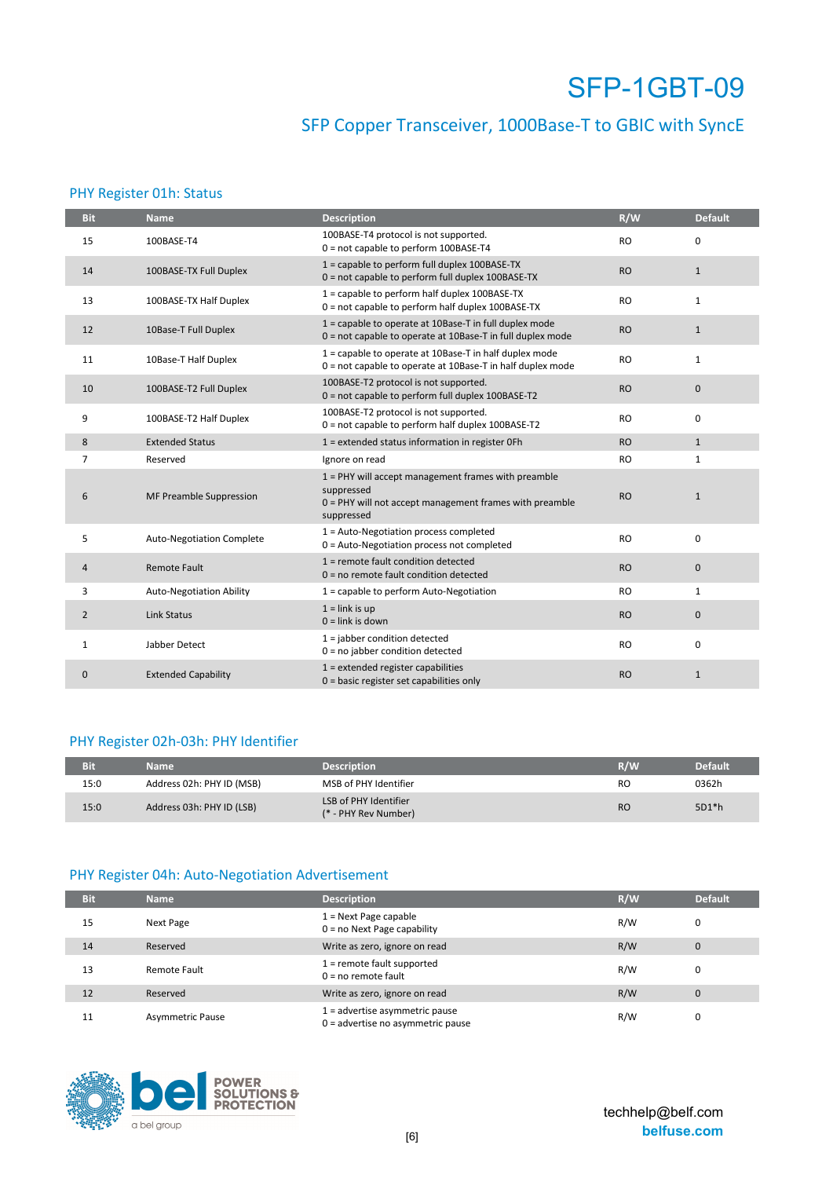# SFP-1GBT-09

## SFP Copper Transceiver, 1000Base-T to GBIC with SyncE

### PHY Register 01h: Status

| Bit | Name | Description | R/W | Default |
|---|---|---|---|---|
| 15 | 100BASE-T4 | 100BASE-T4 protocol is not supported.<br>0 = not capable to perform 100BASE-T4 | RO | 0 |
| 14 | 100BASE-TX Full Duplex | 1 = capable to perform full duplex 100BASE-TX<br>0 = not capable to perform full duplex 100BASE-TX | RO | 1 |
| 13 | 100BASE-TX Half Duplex | 1 = capable to perform half duplex 100BASE-TX<br>0 = not capable to perform half duplex 100BASE-TX | RO | 1 |
| 12 | 10Base-T Full Duplex | 1 = capable to operate at 10Base-T in full duplex mode<br>0 = not capable to operate at 10Base-T in full duplex mode | RO | 1 |
| 11 | 10Base-T Half Duplex | 1 = capable to operate at 10Base-T in half duplex mode<br>0 = not capable to operate at 10Base-T in half duplex mode | RO | 1 |
| 10 | 100BASE-T2 Full Duplex | 100BASE-T2 protocol is not supported.<br>0 = not capable to perform full duplex 100BASE-T2 | RO | 0 |
| 9 | 100BASE-T2 Half Duplex | 100BASE-T2 protocol is not supported.<br>0 = not capable to perform half duplex 100BASE-T2 | RO | 0 |
| 8 | Extended Status | 1 = extended status information in register 0Fh | RO | 1 |
| 7 | Reserved | Ignore on read | RO | 1 |
| 6 | MF Preamble Suppression | 1 = PHY will accept management frames with preamble suppressed<br>0 = PHY will not accept management frames with preamble suppressed | RO | 1 |
| 5 | Auto-Negotiation Complete | 1 = Auto-Negotiation process completed<br>0 = Auto-Negotiation process not completed | RO | 0 |
| 4 | Remote Fault | 1 = remote fault condition detected<br>0 = no remote fault condition detected | RO | 0 |
| 3 | Auto-Negotiation Ability | 1 = capable to perform Auto-Negotiation | RO | 1 |
| 2 | Link Status | 1 = link is up<br>0 = link is down | RO | 0 |
| 1 | Jabber Detect | 1 = jabber condition detected<br>0 = no jabber condition detected | RO | 0 |
| 0 | Extended Capability | 1 = extended register capabilities<br>0 = basic register set capabilities only | RO | 1 |

### PHY Register 02h-03h: PHY Identifier

| Bit | Name | Description | R/W | Default |
|---|---|---|---|---|
| 15:0 | Address 02h: PHY ID (MSB) | MSB of PHY Identifier | RO | 0362h |
| 15:0 | Address 03h: PHY ID (LSB) | LSB of PHY Identifier<br>(* - PHY Rev Number) | RO | 5D1*h |

### PHY Register 04h: Auto-Negotiation Advertisement

| Bit | Name | Description | R/W | Default |
|---|---|---|---|---|
| 15 | Next Page | 1 = Next Page capable<br>0 = no Next Page capability | R/W | 0 |
| 14 | Reserved | Write as zero, ignore on read | R/W | 0 |
| 13 | Remote Fault | 1 = remote fault supported<br>0 = no remote fault | R/W | 0 |
| 12 | Reserved | Write as zero, ignore on read | R/W | 0 |
| 11 | Asymmetric Pause | 1 = advertise asymmetric pause<br>0 = advertise no asymmetric pause | R/W | 0 |

techhelp@belf.com
belfuse.com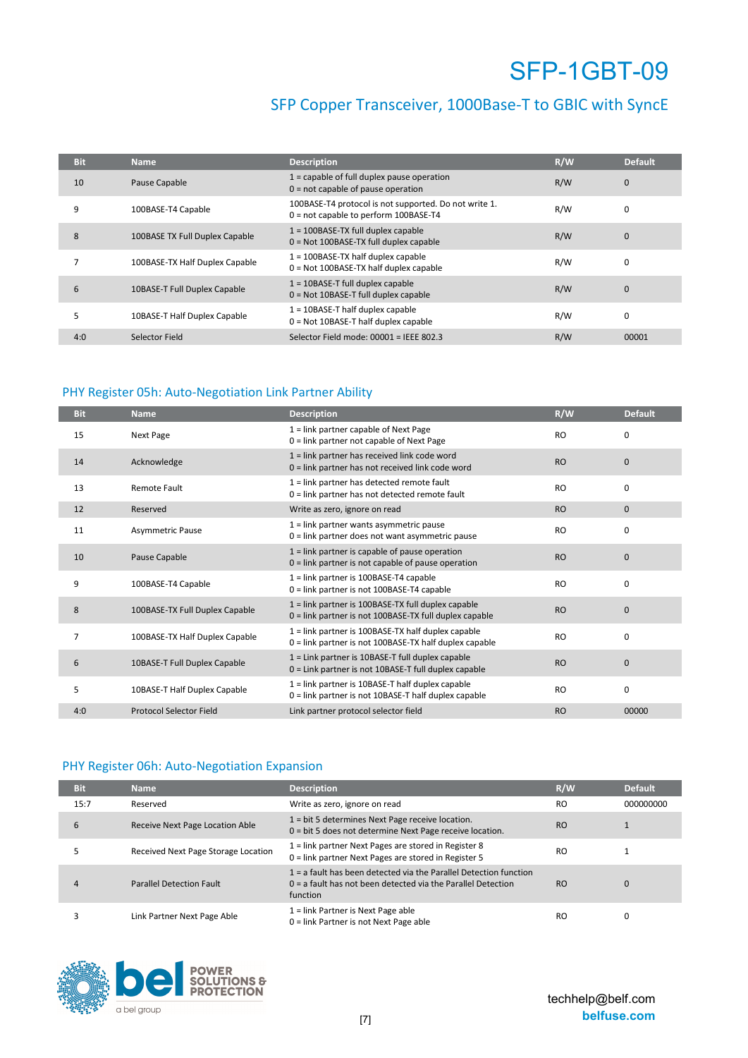| Bit | Name | Description | R/W | Default |
|---|---|---|---|---|
| 10 | Pause Capable | 1 = capable of full duplex pause operation<br>0 = not capable of pause operation | R/W | 0 |
| 9 | 100BASE-T4 Capable | 100BASE-T4 protocol is not supported. Do not write 1.<br>0 = not capable to perform 100BASE-T4 | R/W | 0 |
| 8 | 100BASE TX Full Duplex Capable | 1 = 100BASE-TX full duplex capable<br>0 = Not 100BASE-TX full duplex capable | R/W | 0 |
| 7 | 100BASE-TX Half Duplex Capable | 1 = 100BASE-TX half duplex capable<br>0 = Not 100BASE-TX half duplex capable | R/W | 0 |
| 6 | 10BASE-T Full Duplex Capable | 1 = 10BASE-T full duplex capable<br>0 = Not 10BASE-T full duplex capable | R/W | 0 |
| 5 | 10BASE-T Half Duplex Capable | 1 = 10BASE-T half duplex capable<br>0 = Not 10BASE-T half duplex capable | R/W | 0 |
| 4:0 | Selector Field | Selector Field mode: 00001 = IEEE 802.3 | R/W | 00001 |

## PHY Register 05h: Auto-Negotiation Link Partner Ability

| Bit | Name | Description | R/W | Default |
|---|---|---|---|---|
| 15 | Next Page | 1 = link partner capable of Next Page<br>0 = link partner not capable of Next Page | RO | 0 |
| 14 | Acknowledge | 1 = link partner has received link code word<br>0 = link partner has not received link code word | RO | 0 |
| 13 | Remote Fault | 1 = link partner has detected remote fault<br>0 = link partner has not detected remote fault | RO | 0 |
| 12 | Reserved | Write as zero, ignore on read | RO | 0 |
| 11 | Asymmetric Pause | 1 = link partner wants asymmetric pause<br>0 = link partner does not want asymmetric pause | RO | 0 |
| 10 | Pause Capable | 1 = link partner is capable of pause operation<br>0 = link partner is not capable of pause operation | RO | 0 |
| 9 | 100BASE-T4 Capable | 1 = link partner is 100BASE-T4 capable<br>0 = link partner is not 100BASE-T4 capable | RO | 0 |
| 8 | 100BASE-TX Full Duplex Capable | 1 = link partner is 100BASE-TX full duplex capable<br>0 = link partner is not 100BASE-TX full duplex capable | RO | 0 |
| 7 | 100BASE-TX Half Duplex Capable | 1 = link partner is 100BASE-TX half duplex capable<br>0 = link partner is not 100BASE-TX half duplex capable | RO | 0 |
| 6 | 10BASE-T Full Duplex Capable | 1 = Link partner is 10BASE-T full duplex capable<br>0 = Link partner is not 10BASE-T full duplex capable | RO | 0 |
| 5 | 10BASE-T Half Duplex Capable | 1 = link partner is 10BASE-T half duplex capable<br>0 = link partner is not 10BASE-T half duplex capable | RO | 0 |
| 4:0 | Protocol Selector Field | Link partner protocol selector field | RO | 00000 |

## PHY Register 06h: Auto-Negotiation Expansion

| Bit | Name | Description | R/W | Default |
|---|---|---|---|---|
| 15:7 | Reserved | Write as zero, ignore on read | RO | 000000000 |
| 6 | Receive Next Page Location Able | 1 = bit 5 determines Next Page receive location.<br>0 = bit 5 does not determine Next Page receive location. | RO | 1 |
| 5 | Received Next Page Storage Location | 1 = link partner Next Pages are stored in Register 8<br>0 = link partner Next Pages are stored in Register 5 | RO | 1 |
| 4 | Parallel Detection Fault | 1 = a fault has been detected via the Parallel Detection function<br>0 = a fault has not been detected via the Parallel Detection function | RO | 0 |
| 3 | Link Partner Next Page Able | 1 = link Partner is Next Page able<br>0 = link Partner is not Next Page able | RO | 0 |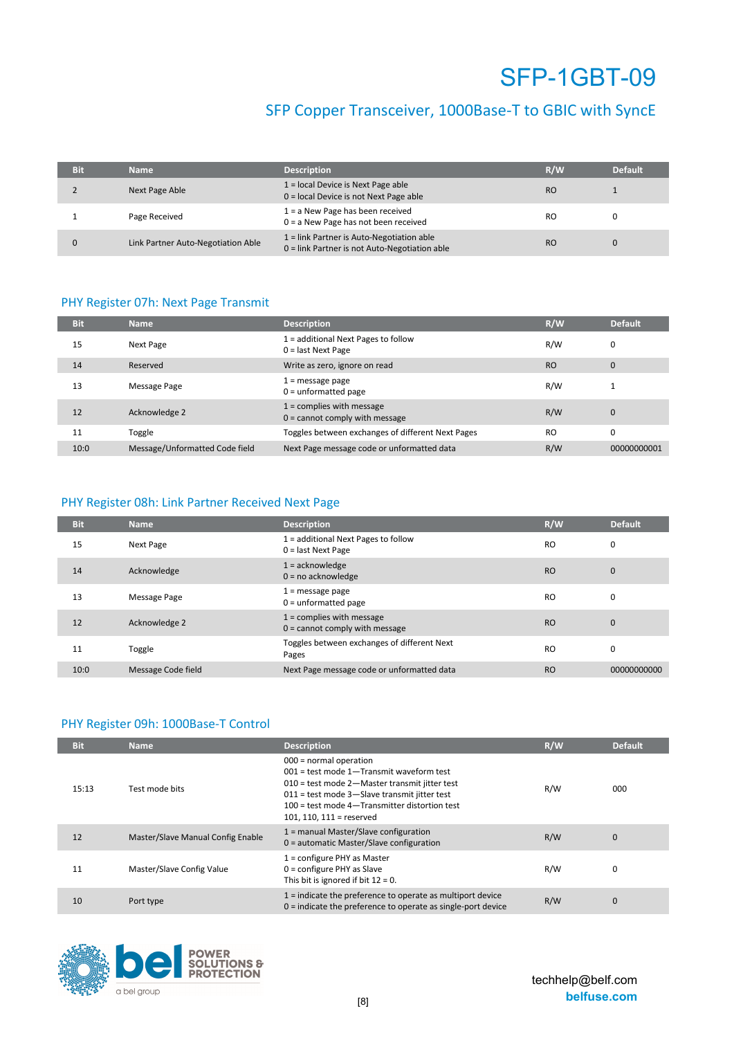| Bit | Name | Description | R/W | Default |
|---|---|---|---|---|
| 2 | Next Page Able | 1 = local Device is Next Page able<br>0 = local Device is not Next Page able | RO | 1 |
| 1 | Page Received | 1 = a New Page has been received<br>0 = a New Page has not been received | RO | 0 |
| 0 | Link Partner Auto-Negotiation Able | 1 = link Partner is Auto-Negotiation able<br>0 = link Partner is not Auto-Negotiation able | RO | 0 |

## PHY Register 07h: Next Page Transmit

| Bit | Name | Description | R/W | Default |
|---|---|---|---|---|
| 15 | Next Page | 1 = additional Next Pages to follow<br>0 = last Next Page | R/W | 0 |
| 14 | Reserved | Write as zero, ignore on read | RO | 0 |
| 13 | Message Page | 1 = message page<br>0 = unformatted page | R/W | 1 |
| 12 | Acknowledge 2 | 1 = complies with message<br>0 = cannot comply with message | R/W | 0 |
| 11 | Toggle | Toggles between exchanges of different Next Pages | RO | 0 |
| 10:0 | Message/Unformatted Code field | Next Page message code or unformatted data | R/W | 00000000001 |

## PHY Register 08h: Link Partner Received Next Page

| Bit | Name | Description | R/W | Default |
|---|---|---|---|---|
| 15 | Next Page | 1 = additional Next Pages to follow<br>0 = last Next Page | RO | 0 |
| 14 | Acknowledge | 1 = acknowledge<br>0 = no acknowledge | RO | 0 |
| 13 | Message Page | 1 = message page<br>0 = unformatted page | RO | 0 |
| 12 | Acknowledge 2 | 1 = complies with message<br>0 = cannot comply with message | RO | 0 |
| 11 | Toggle | Toggles between exchanges of different Next Pages | RO | 0 |
| 10:0 | Message Code field | Next Page message code or unformatted data | RO | 00000000000 |

## PHY Register 09h: 1000Base-T Control

| Bit | Name | Description | R/W | Default |
|---|---|---|---|---|
| 15:13 | Test mode bits | 000 = normal operation<br>001 = test mode 1—Transmit waveform test<br>010 = test mode 2—Master transmit jitter test<br>011 = test mode 3—Slave transmit jitter test<br>100 = test mode 4—Transmitter distortion test<br>101, 110, 111 = reserved | R/W | 000 |
| 12 | Master/Slave Manual Config Enable | 1 = manual Master/Slave configuration<br>0 = automatic Master/Slave configuration | R/W | 0 |
| 11 | Master/Slave Config Value | 1 = configure PHY as Master<br>0 = configure PHY as Slave<br>This bit is ignored if bit 12 = 0. | R/W | 0 |
| 10 | Port type | 1 = indicate the preference to operate as multiport device<br>0 = indicate the preference to operate as single-port device | R/W | 0 |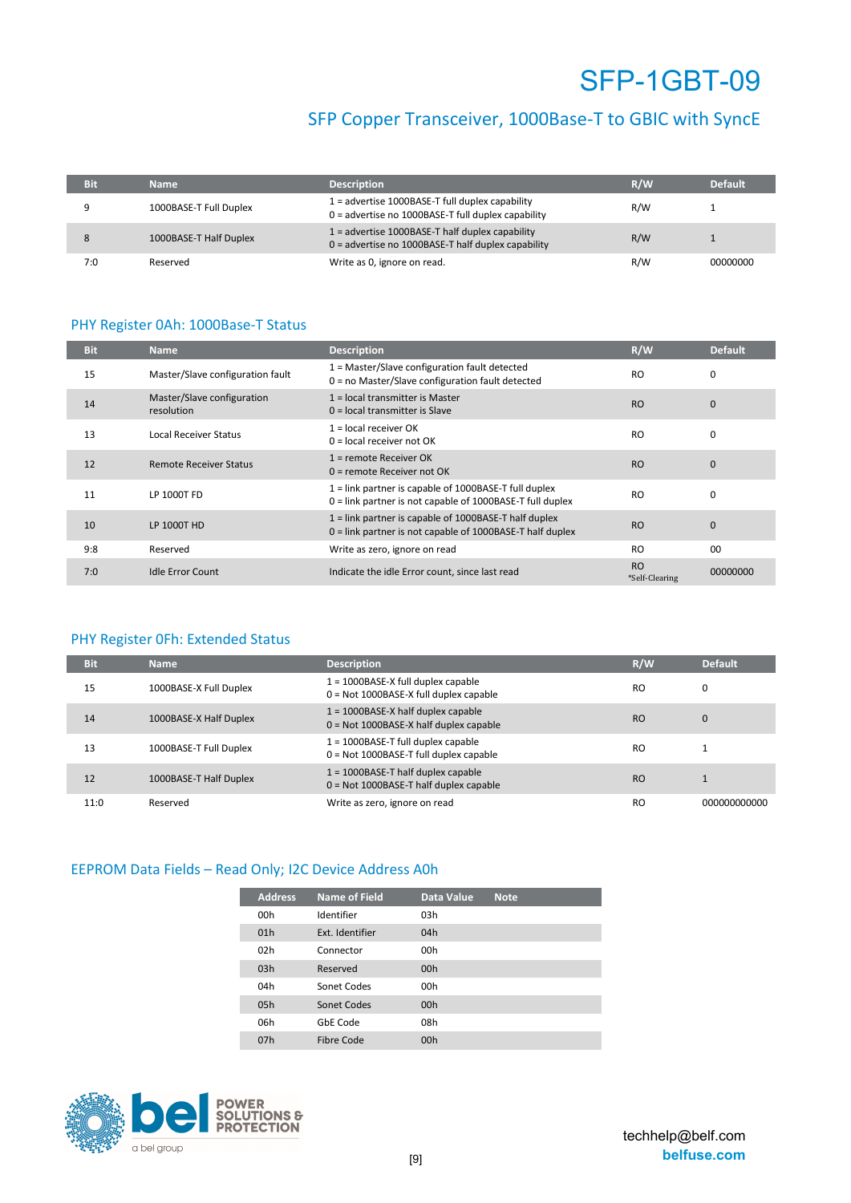| Bit | Name | Description | R/W | Default |
|---|---|---|---|---|
| 9 | 1000BASE-T Full Duplex | 1 = advertise 1000BASE-T full duplex capability<br>0 = advertise no 1000BASE-T full duplex capability | R/W | 1 |
| 8 | 1000BASE-T Half Duplex | 1 = advertise 1000BASE-T half duplex capability<br>0 = advertise no 1000BASE-T half duplex capability | R/W | 1 |
| 7:0 | Reserved | Write as 0, ignore on read. | R/W | 00000000 |

## PHY Register 0Ah: 1000Base-T Status

| Bit | Name | Description | R/W | Default |
|---|---|---|---|---|
| 15 | Master/Slave configuration fault | 1 = Master/Slave configuration fault detected<br>0 = no Master/Slave configuration fault detected | RO | 0 |
| 14 | Master/Slave configuration resolution | 1 = local transmitter is Master<br>0 = local transmitter is Slave | RO | 0 |
| 13 | Local Receiver Status | 1 = local receiver OK<br>0 = local receiver not OK | RO | 0 |
| 12 | Remote Receiver Status | 1 = remote Receiver OK<br>0 = remote Receiver not OK | RO | 0 |
| 11 | LP 1000T FD | 1 = link partner is capable of 1000BASE-T full duplex<br>0 = link partner is not capable of 1000BASE-T full duplex | RO | 0 |
| 10 | LP 1000T HD | 1 = link partner is capable of 1000BASE-T half duplex<br>0 = link partner is not capable of 1000BASE-T half duplex | RO | 0 |
| 9:8 | Reserved | Write as zero, ignore on read | RO | 00 |
| 7:0 | Idle Error Count | Indicate the idle Error count, since last read | RO<br>*Self-Clearing | 00000000 |

## PHY Register 0Fh: Extended Status

| Bit | Name | Description | R/W | Default |
|---|---|---|---|---|
| 15 | 1000BASE-X Full Duplex | 1 = 1000BASE-X full duplex capable<br>0 = Not 1000BASE-X full duplex capable | RO | 0 |
| 14 | 1000BASE-X Half Duplex | 1 = 1000BASE-X half duplex capable<br>0 = Not 1000BASE-X half duplex capable | RO | 0 |
| 13 | 1000BASE-T Full Duplex | 1 = 1000BASE-T full duplex capable<br>0 = Not 1000BASE-T full duplex capable | RO | 1 |
| 12 | 1000BASE-T Half Duplex | 1 = 1000BASE-T half duplex capable<br>0 = Not 1000BASE-T half duplex capable | RO | 1 |
| 11:0 | Reserved | Write as zero, ignore on read | RO | 000000000000 |

## EEPROM Data Fields – Read Only; I2C Device Address A0h

| Address | Name of Field | Data Value | Note |
|---|---|---|---|
| 00h | Identifier | 03h | |
| 01h | Ext. Identifier | 04h | |
| 02h | Connector | 00h | |
| 03h | Reserved | 00h | |
| 04h | Sonet Codes | 00h | |
| 05h | Sonet Codes | 00h | |
| 06h | GbE Code | 08h | |
| 07h | Fibre Code | 00h | |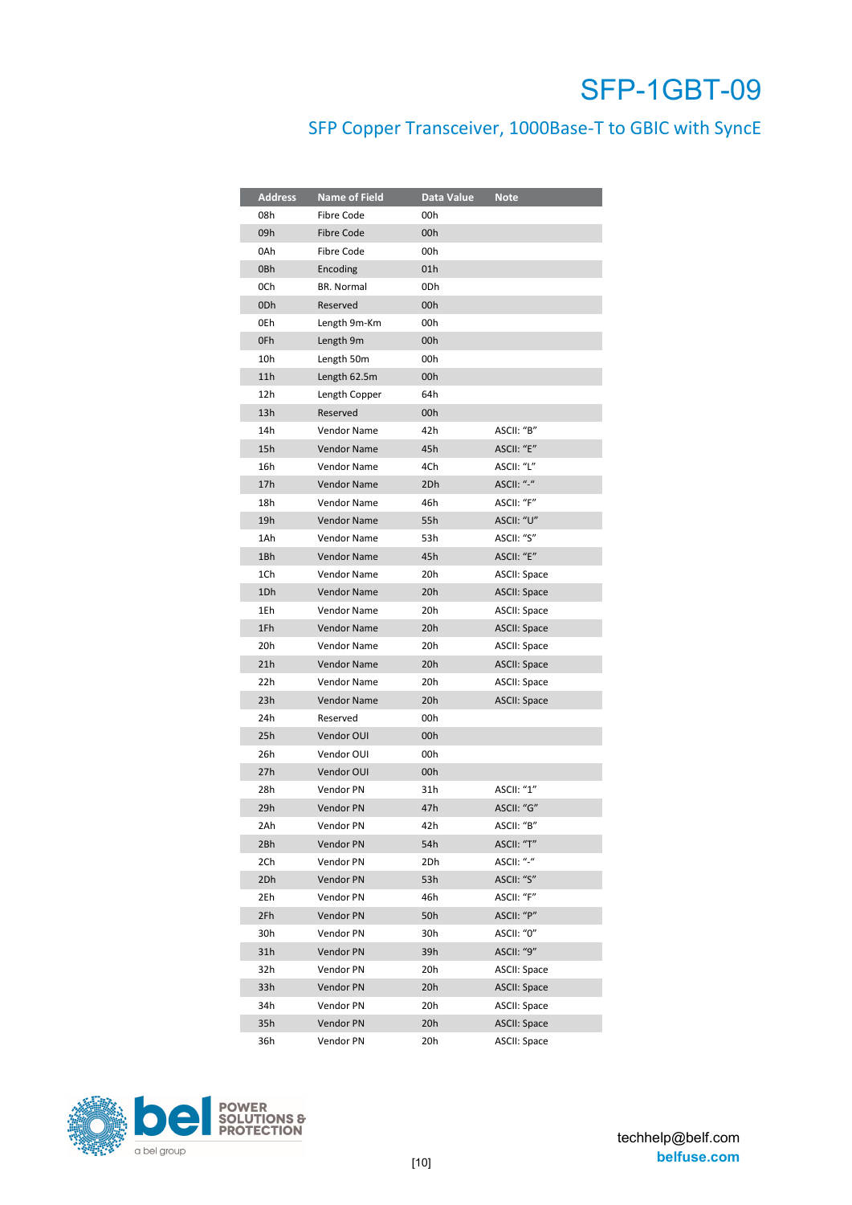# SFP-1GBT-09

## SFP Copper Transceiver, 1000Base-T to GBIC with SyncE

| Address | Name of Field | Data Value | Note |
|---|---|---|---|
| 08h | Fibre Code | 00h | |
| 09h | Fibre Code | 00h | |
| 0Ah | Fibre Code | 00h | |
| 0Bh | Encoding | 01h | |
| 0Ch | BR. Normal | 0Dh | |
| 0Dh | Reserved | 00h | |
| 0Eh | Length 9m-Km | 00h | |
| 0Fh | Length 9m | 00h | |
| 10h | Length 50m | 00h | |
| 11h | Length 62.5m | 00h | |
| 12h | Length Copper | 64h | |
| 13h | Reserved | 00h | |
| 14h | Vendor Name | 42h | ASCII: "B" |
| 15h | Vendor Name | 45h | ASCII: "E" |
| 16h | Vendor Name | 4Ch | ASCII: "L" |
| 17h | Vendor Name | 2Dh | ASCII: "-" |
| 18h | Vendor Name | 46h | ASCII: "F" |
| 19h | Vendor Name | 55h | ASCII: "U" |
| 1Ah | Vendor Name | 53h | ASCII: "S" |
| 1Bh | Vendor Name | 45h | ASCII: "E" |
| 1Ch | Vendor Name | 20h | ASCII: Space |
| 1Dh | Vendor Name | 20h | ASCII: Space |
| 1Eh | Vendor Name | 20h | ASCII: Space |
| 1Fh | Vendor Name | 20h | ASCII: Space |
| 20h | Vendor Name | 20h | ASCII: Space |
| 21h | Vendor Name | 20h | ASCII: Space |
| 22h | Vendor Name | 20h | ASCII: Space |
| 23h | Vendor Name | 20h | ASCII: Space |
| 24h | Reserved | 00h | |
| 25h | Vendor OUI | 00h | |
| 26h | Vendor OUI | 00h | |
| 27h | Vendor OUI | 00h | |
| 28h | Vendor PN | 31h | ASCII: "1" |
| 29h | Vendor PN | 47h | ASCII: "G" |
| 2Ah | Vendor PN | 42h | ASCII: "B" |
| 2Bh | Vendor PN | 54h | ASCII: "T" |
| 2Ch | Vendor PN | 2Dh | ASCII: "-" |
| 2Dh | Vendor PN | 53h | ASCII: "S" |
| 2Eh | Vendor PN | 46h | ASCII: "F" |
| 2Fh | Vendor PN | 50h | ASCII: "P" |
| 30h | Vendor PN | 30h | ASCII: "0" |
| 31h | Vendor PN | 39h | ASCII: "9" |
| 32h | Vendor PN | 20h | ASCII: Space |
| 33h | Vendor PN | 20h | ASCII: Space |
| 34h | Vendor PN | 20h | ASCII: Space |
| 35h | Vendor PN | 20h | ASCII: Space |
| 36h | Vendor PN | 20h | ASCII: Space |

techhelp@belf.com
belfuse.com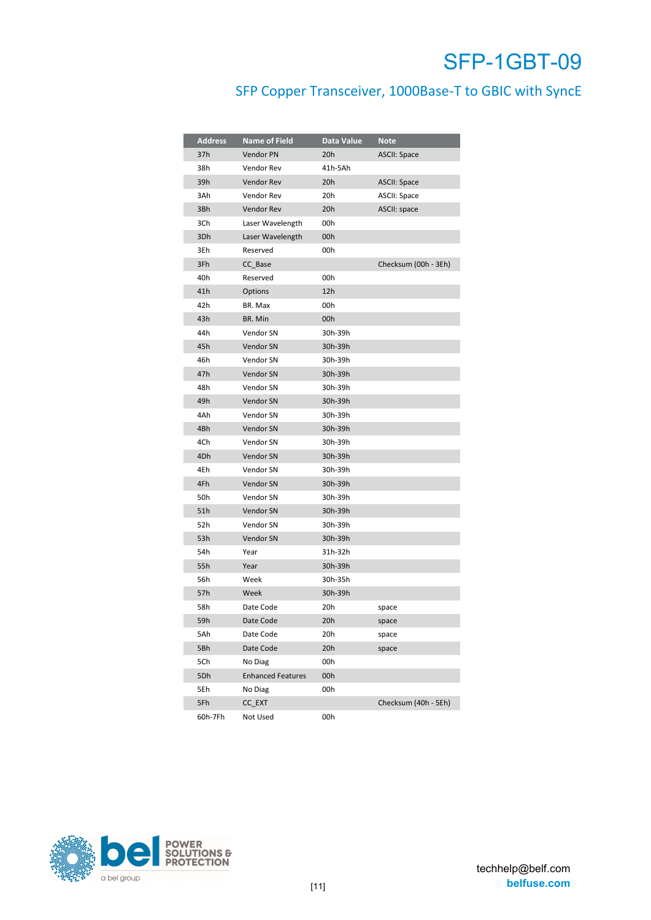| Address | Name of Field | Data Value | Note |
|---|---|---|---|
| 37h | Vendor PN | 20h | ASCII: Space |
| 38h | Vendor Rev | 41h-5Ah | |
| 39h | Vendor Rev | 20h | ASCII: Space |
| 3Ah | Vendor Rev | 20h | ASCII: Space |
| 3Bh | Vendor Rev | 20h | ASCII: space |
| 3Ch | Laser Wavelength | 00h | |
| 3Dh | Laser Wavelength | 00h | |
| 3Eh | Reserved | 00h | |
| 3Fh | CC_Base | | Checksum (00h - 3Eh) |
| 40h | Reserved | 00h | |
| 41h | Options | 12h | |
| 42h | BR. Max | 00h | |
| 43h | BR. Min | 00h | |
| 44h | Vendor SN | 30h-39h | |
| 45h | Vendor SN | 30h-39h | |
| 46h | Vendor SN | 30h-39h | |
| 47h | Vendor SN | 30h-39h | |
| 48h | Vendor SN | 30h-39h | |
| 49h | Vendor SN | 30h-39h | |
| 4Ah | Vendor SN | 30h-39h | |
| 4Bh | Vendor SN | 30h-39h | |
| 4Ch | Vendor SN | 30h-39h | |
| 4Dh | Vendor SN | 30h-39h | |
| 4Eh | Vendor SN | 30h-39h | |
| 4Fh | Vendor SN | 30h-39h | |
| 50h | Vendor SN | 30h-39h | |
| 51h | Vendor SN | 30h-39h | |
| 52h | Vendor SN | 30h-39h | |
| 53h | Vendor SN | 30h-39h | |
| 54h | Year | 31h-32h | |
| 55h | Year | 30h-39h | |
| 56h | Week | 30h-35h | |
| 57h | Week | 30h-39h | |
| 58h | Date Code | 20h | space |
| 59h | Date Code | 20h | space |
| 5Ah | Date Code | 20h | space |
| 5Bh | Date Code | 20h | space |
| 5Ch | No Diag | 00h | |
| 5Dh | Enhanced Features | 00h | |
| 5Eh | No Diag | 00h | |
| 5Fh | CC_EXT | | Checksum (40h - 5Eh) |
| 60h-7Fh | Not Used | 00h | |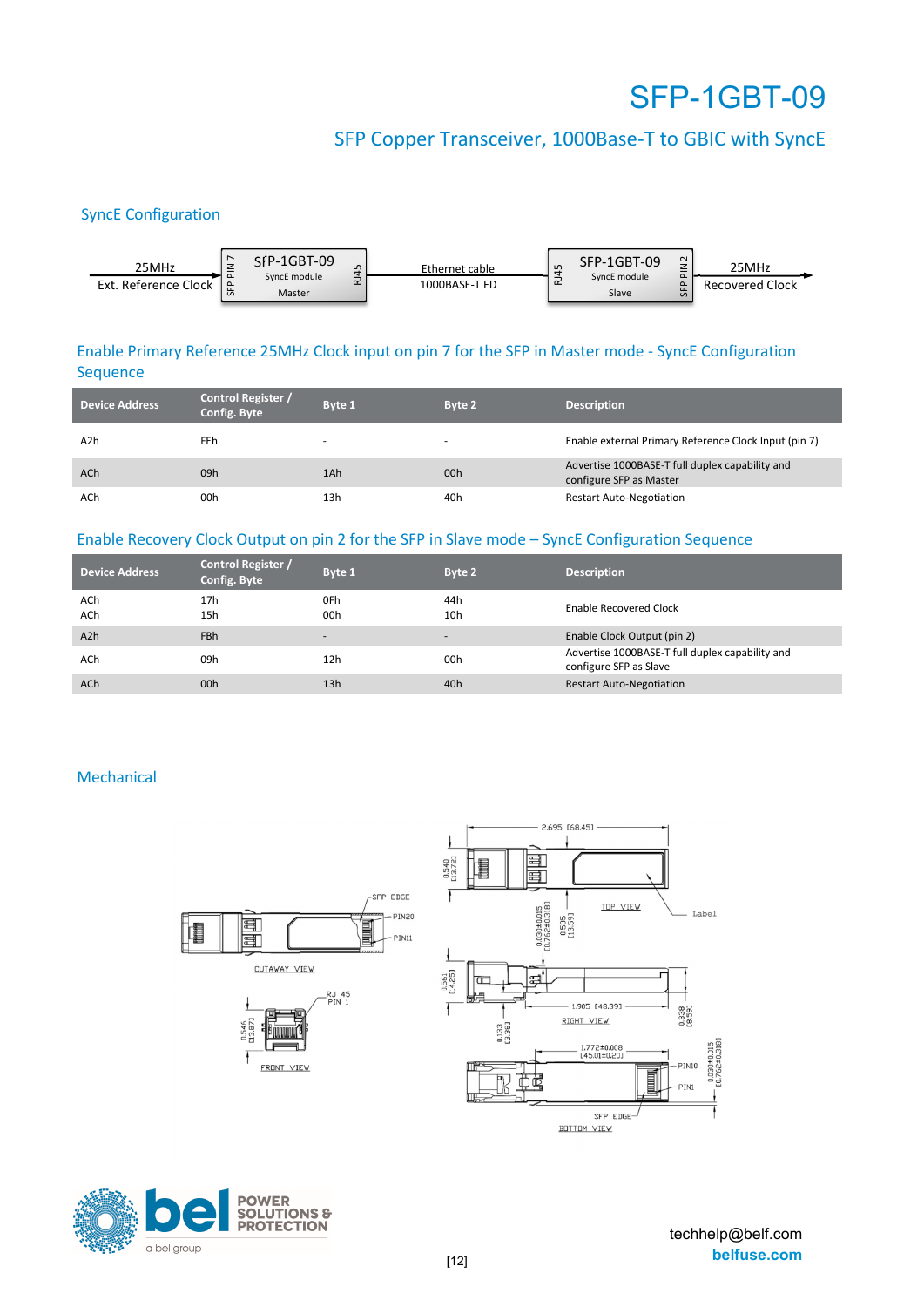# SFP-1GBT-09

## SFP Copper Transceiver, 1000Base-T to GBIC with SyncE

### SyncE Configuration

25MHz
Ext. Reference Clock
SFP PIN 7
SFP-1GBT-09
SyncE module
Master
RJ45
Ethernet cable
1000BASE-T FD
RJ45
SFP-1GBT-09
SyncE module
Slave
SFP PIN 2
25MHz
Recovered Clock

### Enable Primary Reference 25MHz Clock input on pin 7 for the SFP in Master mode - SyncE Configuration Sequence

| Device Address | Control Register / Config. Byte | Byte 1 | Byte 2 | Description |
|---|---|---|---|---|
| A2h | FEh | - | - | Enable external Primary Reference Clock Input (pin 7) |
| ACh | 09h | 1Ah | 00h | Advertise 1000BASE-T full duplex capability and configure SFP as Master |
| ACh | 00h | 13h | 40h | Restart Auto-Negotiation |

### Enable Recovery Clock Output on pin 2 for the SFP in Slave mode – SyncE Configuration Sequence

| Device Address | Control Register / Config. Byte | Byte 1 | Byte 2 | Description |
|---|---|---|---|---|
| ACh<br>ACh | 17h<br>15h | 0Fh<br>00h | 44h<br>10h | Enable Recovered Clock |
| A2h | FBh | - | - | Enable Clock Output (pin 2) |
| ACh | 09h | 12h | 00h | Advertise 1000BASE-T full duplex capability and configure SFP as Slave |
| ACh | 00h | 13h | 40h | Restart Auto-Negotiation |

### Mechanical

SFP EDGE
PIN20
PIN11
CUTAWAY VIEW
RJ 45
PIN 1
0.546
[13.87]
FRONT VIEW
2.695 [68.45]
0.540
[13.72]
TOP VIEW
Label
0.030±0.015
[0.762±0.381]
0.535
[13.59]
1.561
[4.253]
1.905 [48.39]
RIGHT VIEW
0.338
[8.59]
0.133
[3.38]
1.772±0.008
[45.01±0.20]
PIN10
PIN1
0.030±0.015
[0.762±0.381]
SFP EDGE
BOTTOM VIEW

techhelp@belf.com
belfuse.com